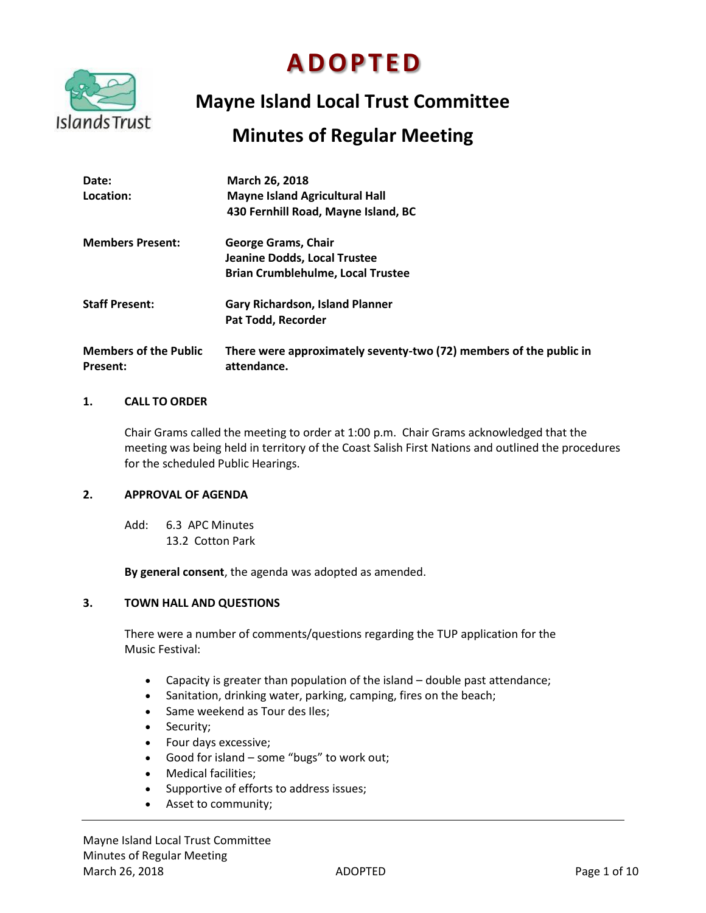# ADOPTED

## Mayne Island Local Trust Committee

## Minutes of Regular Meeting

| | |
|---|---|
| **Date:** | **March 26, 2018** |
| **Location:** | **Mayne Island Agricultural Hall**<br>**430 Fernhill Road, Mayne Island, BC** |
| **Members Present:** | **George Grams, Chair**<br>**Jeanine Dodds, Local Trustee**<br>**Brian Crumblehulme, Local Trustee** |
| **Staff Present:** | **Gary Richardson, Island Planner**<br>**Pat Todd, Recorder** |
| **Members of the Public Present:** | **There were approximately seventy-two (72) members of the public in attendance.** |

**1. CALL TO ORDER**

Chair Grams called the meeting to order at 1:00 p.m. Chair Grams acknowledged that the meeting was being held in territory of the Coast Salish First Nations and outlined the procedures for the scheduled Public Hearings.

**2. APPROVAL OF AGENDA**

Add: 6.3 APC Minutes
13.2 Cotton Park

**By general consent**, the agenda was adopted as amended.

**3. TOWN HALL AND QUESTIONS**

There were a number of comments/questions regarding the TUP application for the Music Festival:

- Capacity is greater than population of the island – double past attendance;
- Sanitation, drinking water, parking, camping, fires on the beach;
- Same weekend as Tour des Iles;
- Security;
- Four days excessive;
- Good for island – some "bugs" to work out;
- Medical facilities;
- Supportive of efforts to address issues;
- Asset to community;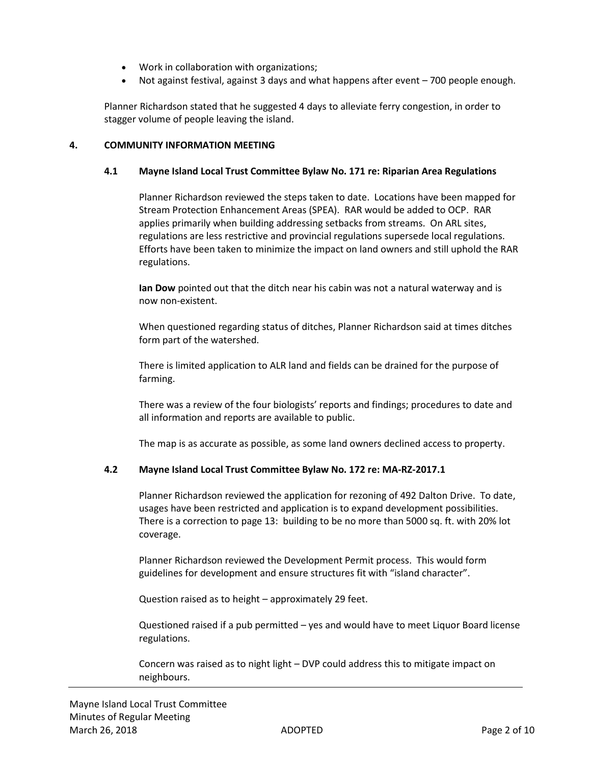- Work in collaboration with organizations;
- Not against festival, against 3 days and what happens after event – 700 people enough.

Planner Richardson stated that he suggested 4 days to alleviate ferry congestion, in order to stagger volume of people leaving the island.

## 4. COMMUNITY INFORMATION MEETING

### 4.1 Mayne Island Local Trust Committee Bylaw No. 171 re: Riparian Area Regulations

Planner Richardson reviewed the steps taken to date. Locations have been mapped for Stream Protection Enhancement Areas (SPEA). RAR would be added to OCP. RAR applies primarily when building addressing setbacks from streams. On ARL sites, regulations are less restrictive and provincial regulations supersede local regulations. Efforts have been taken to minimize the impact on land owners and still uphold the RAR regulations.

**Ian Dow** pointed out that the ditch near his cabin was not a natural waterway and is now non-existent.

When questioned regarding status of ditches, Planner Richardson said at times ditches form part of the watershed.

There is limited application to ALR land and fields can be drained for the purpose of farming.

There was a review of the four biologists' reports and findings; procedures to date and all information and reports are available to public.

The map is as accurate as possible, as some land owners declined access to property.

### 4.2 Mayne Island Local Trust Committee Bylaw No. 172 re: MA-RZ-2017.1

Planner Richardson reviewed the application for rezoning of 492 Dalton Drive. To date, usages have been restricted and application is to expand development possibilities. There is a correction to page 13: building to be no more than 5000 sq. ft. with 20% lot coverage.

Planner Richardson reviewed the Development Permit process. This would form guidelines for development and ensure structures fit with "island character".

Question raised as to height – approximately 29 feet.

Questioned raised if a pub permitted – yes and would have to meet Liquor Board license regulations.

Concern was raised as to night light – DVP could address this to mitigate impact on neighbours.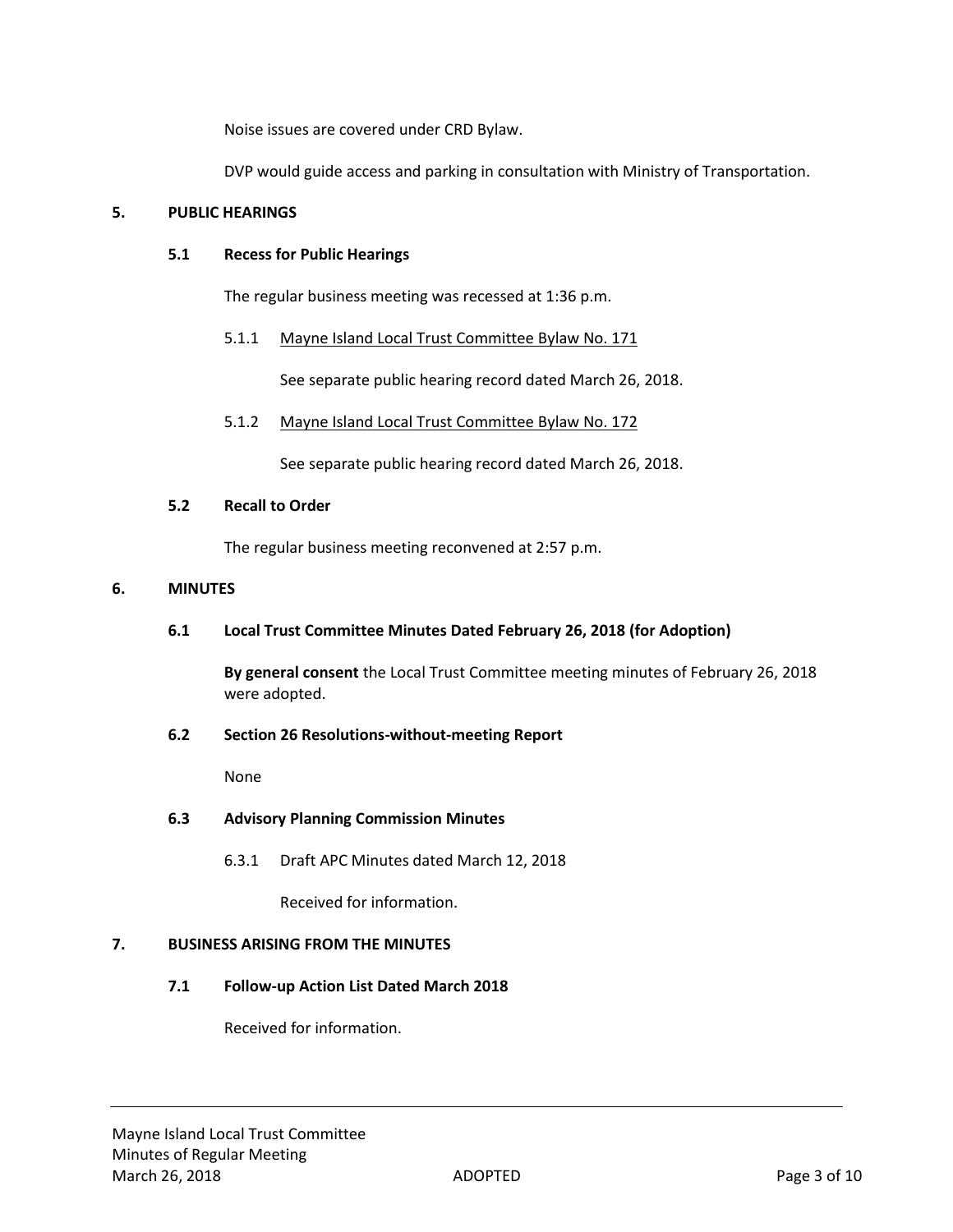Noise issues are covered under CRD Bylaw.

DVP would guide access and parking in consultation with Ministry of Transportation.

## 5. PUBLIC HEARINGS

### 5.1 Recess for Public Hearings

The regular business meeting was recessed at 1:36 p.m.

5.1.1 <u>Mayne Island Local Trust Committee Bylaw No. 171</u>

See separate public hearing record dated March 26, 2018.

5.1.2 <u>Mayne Island Local Trust Committee Bylaw No. 172</u>

See separate public hearing record dated March 26, 2018.

### 5.2 Recall to Order

The regular business meeting reconvened at 2:57 p.m.

## 6. MINUTES

### 6.1 Local Trust Committee Minutes Dated February 26, 2018 (for Adoption)

**By general consent** the Local Trust Committee meeting minutes of February 26, 2018 were adopted.

### 6.2 Section 26 Resolutions-without-meeting Report

None

### 6.3 Advisory Planning Commission Minutes

6.3.1 Draft APC Minutes dated March 12, 2018

Received for information.

## 7. BUSINESS ARISING FROM THE MINUTES

### 7.1 Follow-up Action List Dated March 2018

Received for information.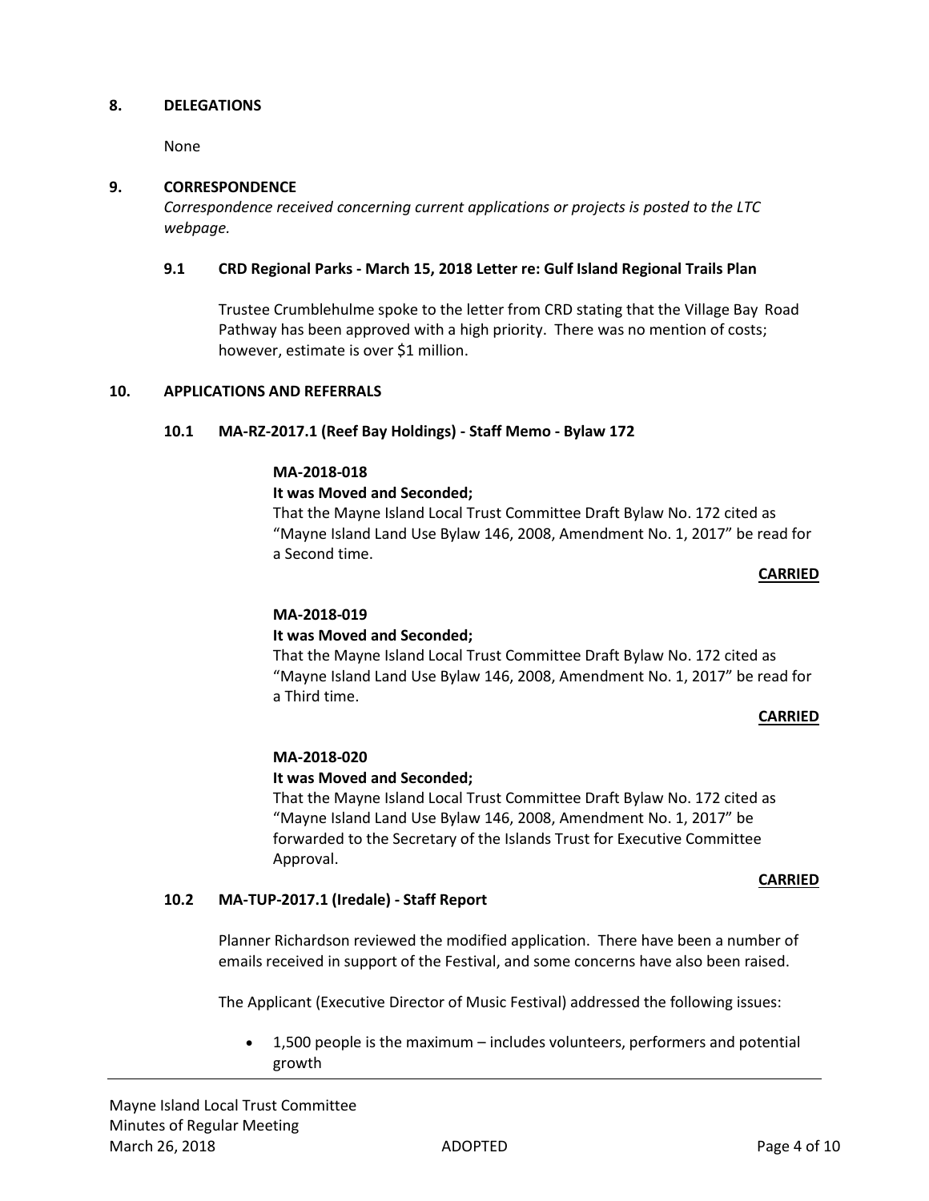## 8. DELEGATIONS

None

## 9. CORRESPONDENCE

*Correspondence received concerning current applications or projects is posted to the LTC webpage.*

### 9.1 CRD Regional Parks - March 15, 2018 Letter re: Gulf Island Regional Trails Plan

Trustee Crumblehulme spoke to the letter from CRD stating that the Village Bay Road Pathway has been approved with a high priority. There was no mention of costs; however, estimate is over $1 million.

## 10. APPLICATIONS AND REFERRALS

### 10.1 MA-RZ-2017.1 (Reef Bay Holdings) - Staff Memo - Bylaw 172

**MA-2018-018**

**It was Moved and Seconded;**

That the Mayne Island Local Trust Committee Draft Bylaw No. 172 cited as "Mayne Island Land Use Bylaw 146, 2008, Amendment No. 1, 2017" be read for a Second time.

**CARRIED**

**MA-2018-019**

**It was Moved and Seconded;**

That the Mayne Island Local Trust Committee Draft Bylaw No. 172 cited as "Mayne Island Land Use Bylaw 146, 2008, Amendment No. 1, 2017" be read for a Third time.

**CARRIED**

**MA-2018-020**

**It was Moved and Seconded;**

That the Mayne Island Local Trust Committee Draft Bylaw No. 172 cited as "Mayne Island Land Use Bylaw 146, 2008, Amendment No. 1, 2017" be forwarded to the Secretary of the Islands Trust for Executive Committee Approval.

**CARRIED**

### 10.2 MA-TUP-2017.1 (Iredale) - Staff Report

Planner Richardson reviewed the modified application. There have been a number of emails received in support of the Festival, and some concerns have also been raised.

The Applicant (Executive Director of Music Festival) addressed the following issues:

- 1,500 people is the maximum – includes volunteers, performers and potential growth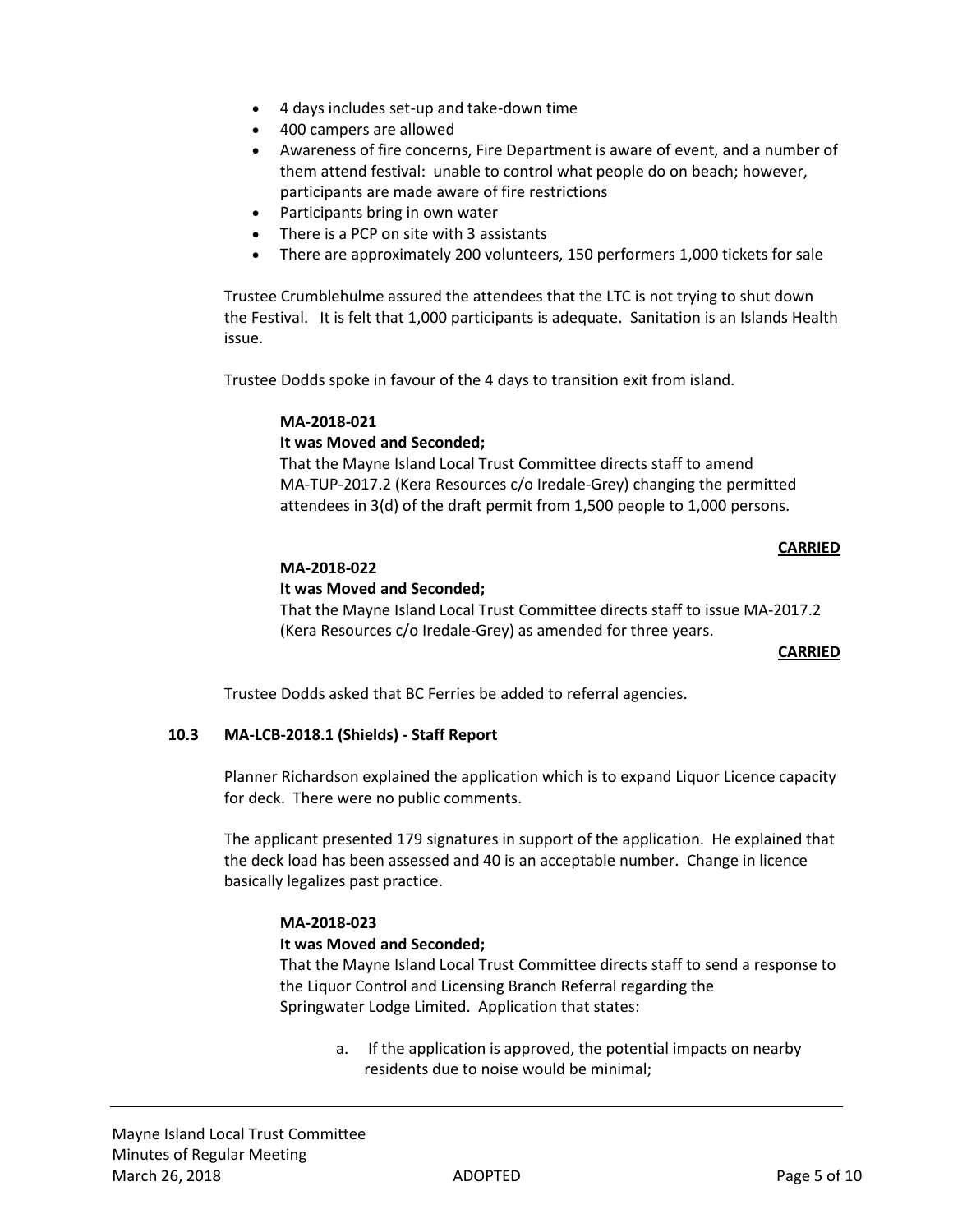- 4 days includes set-up and take-down time
- 400 campers are allowed
- Awareness of fire concerns, Fire Department is aware of event, and a number of them attend festival: unable to control what people do on beach; however, participants are made aware of fire restrictions
- Participants bring in own water
- There is a PCP on site with 3 assistants
- There are approximately 200 volunteers, 150 performers 1,000 tickets for sale

Trustee Crumblehulme assured the attendees that the LTC is not trying to shut down the Festival. It is felt that 1,000 participants is adequate. Sanitation is an Islands Health issue.

Trustee Dodds spoke in favour of the 4 days to transition exit from island.

**MA-2018-021**
**It was Moved and Seconded;**
That the Mayne Island Local Trust Committee directs staff to amend MA-TUP-2017.2 (Kera Resources c/o Iredale-Grey) changing the permitted attendees in 3(d) of the draft permit from 1,500 people to 1,000 persons.

**CARRIED**

**MA-2018-022**
**It was Moved and Seconded;**
That the Mayne Island Local Trust Committee directs staff to issue MA-2017.2 (Kera Resources c/o Iredale-Grey) as amended for three years.

**CARRIED**

Trustee Dodds asked that BC Ferries be added to referral agencies.

### 10.3 MA-LCB-2018.1 (Shields) - Staff Report

Planner Richardson explained the application which is to expand Liquor Licence capacity for deck. There were no public comments.

The applicant presented 179 signatures in support of the application. He explained that the deck load has been assessed and 40 is an acceptable number. Change in licence basically legalizes past practice.

**MA-2018-023**
**It was Moved and Seconded;**
That the Mayne Island Local Trust Committee directs staff to send a response to the Liquor Control and Licensing Branch Referral regarding the Springwater Lodge Limited. Application that states:

a. If the application is approved, the potential impacts on nearby residents due to noise would be minimal;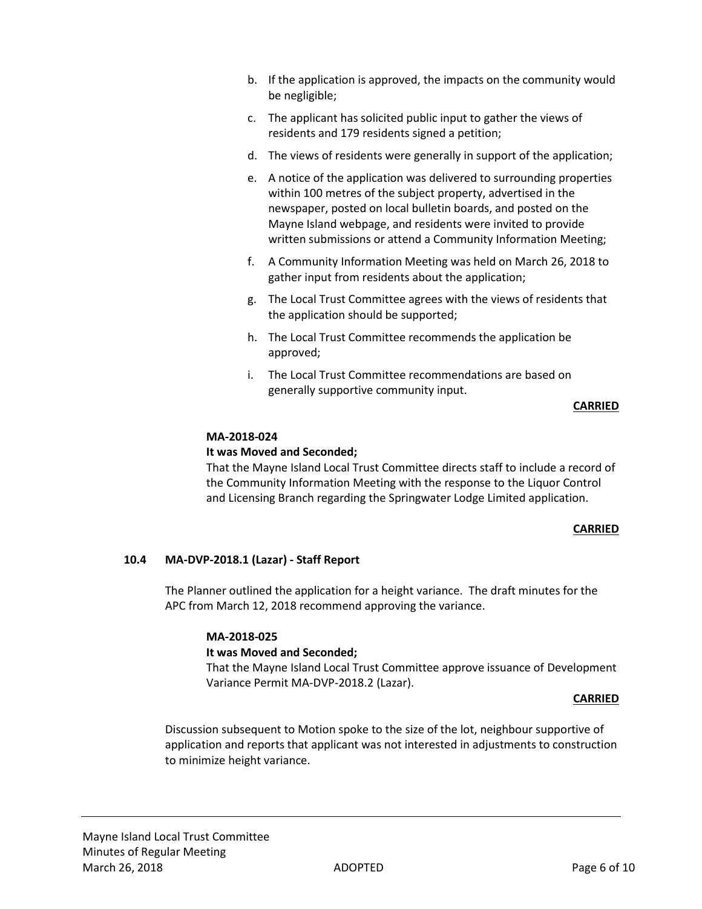b. If the application is approved, the impacts on the community would be negligible;

c. The applicant has solicited public input to gather the views of residents and 179 residents signed a petition;

d. The views of residents were generally in support of the application;

e. A notice of the application was delivered to surrounding properties within 100 metres of the subject property, advertised in the newspaper, posted on local bulletin boards, and posted on the Mayne Island webpage, and residents were invited to provide written submissions or attend a Community Information Meeting;

f. A Community Information Meeting was held on March 26, 2018 to gather input from residents about the application;

g. The Local Trust Committee agrees with the views of residents that the application should be supported;

h. The Local Trust Committee recommends the application be approved;

i. The Local Trust Committee recommendations are based on generally supportive community input.

**CARRIED**

**MA-2018-024**

**It was Moved and Seconded;**

That the Mayne Island Local Trust Committee directs staff to include a record of the Community Information Meeting with the response to the Liquor Control and Licensing Branch regarding the Springwater Lodge Limited application.

**CARRIED**

### 10.4 MA-DVP-2018.1 (Lazar) - Staff Report

The Planner outlined the application for a height variance. The draft minutes for the APC from March 12, 2018 recommend approving the variance.

**MA-2018-025**

**It was Moved and Seconded;**

That the Mayne Island Local Trust Committee approve issuance of Development Variance Permit MA-DVP-2018.2 (Lazar).

**CARRIED**

Discussion subsequent to Motion spoke to the size of the lot, neighbour supportive of application and reports that applicant was not interested in adjustments to construction to minimize height variance.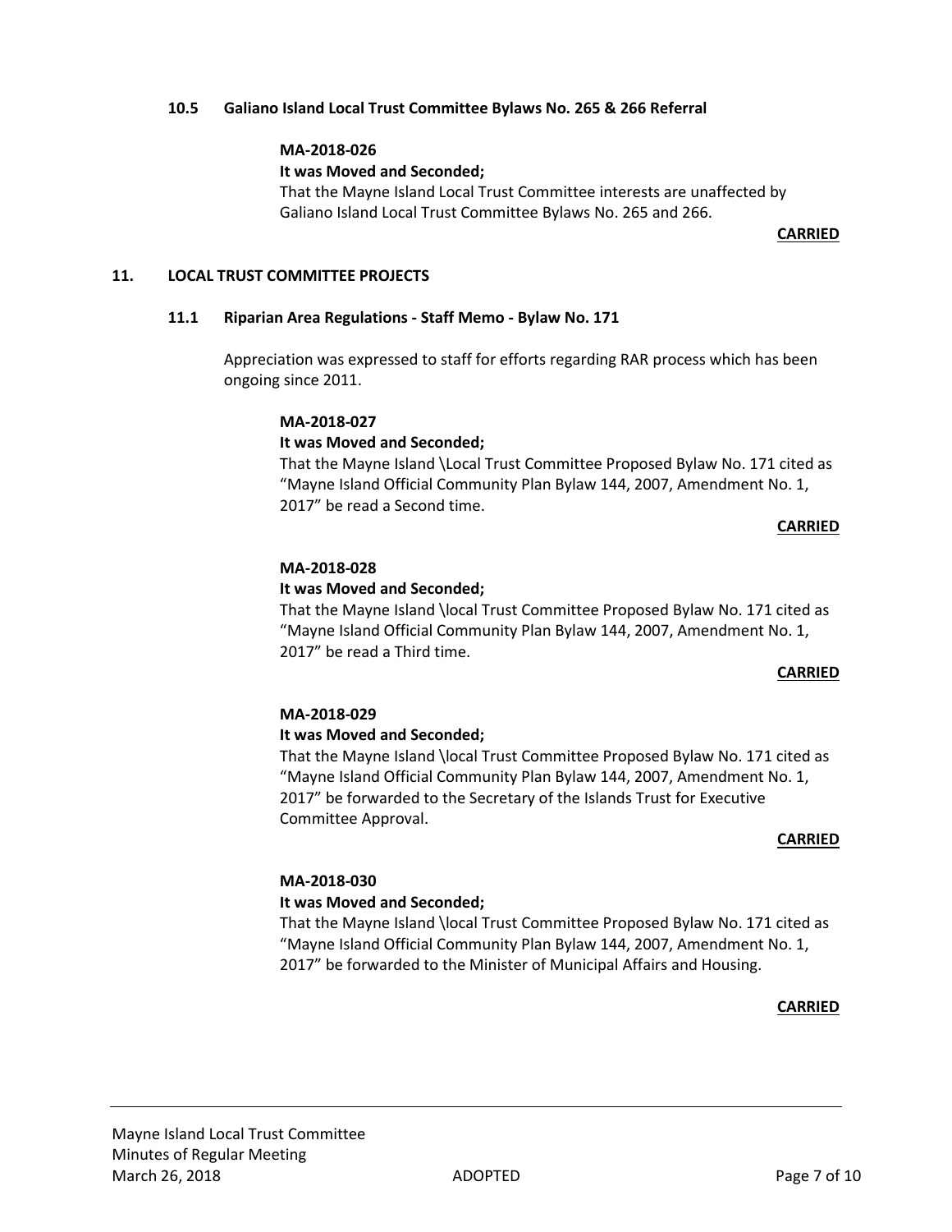### 10.5 Galiano Island Local Trust Committee Bylaws No. 265 & 266 Referral

**MA-2018-026**

**It was Moved and Seconded;**

That the Mayne Island Local Trust Committee interests are unaffected by Galiano Island Local Trust Committee Bylaws No. 265 and 266.

**CARRIED**

## 11. LOCAL TRUST COMMITTEE PROJECTS

### 11.1 Riparian Area Regulations - Staff Memo - Bylaw No. 171

Appreciation was expressed to staff for efforts regarding RAR process which has been ongoing since 2011.

**MA-2018-027**

**It was Moved and Seconded;**

That the Mayne Island \Local Trust Committee Proposed Bylaw No. 171 cited as "Mayne Island Official Community Plan Bylaw 144, 2007, Amendment No. 1, 2017" be read a Second time.

**CARRIED**

**MA-2018-028**

**It was Moved and Seconded;**

That the Mayne Island \local Trust Committee Proposed Bylaw No. 171 cited as "Mayne Island Official Community Plan Bylaw 144, 2007, Amendment No. 1, 2017" be read a Third time.

**CARRIED**

**MA-2018-029**

**It was Moved and Seconded;**

That the Mayne Island \local Trust Committee Proposed Bylaw No. 171 cited as "Mayne Island Official Community Plan Bylaw 144, 2007, Amendment No. 1, 2017" be forwarded to the Secretary of the Islands Trust for Executive Committee Approval.

**CARRIED**

**MA-2018-030**

**It was Moved and Seconded;**

That the Mayne Island \local Trust Committee Proposed Bylaw No. 171 cited as "Mayne Island Official Community Plan Bylaw 144, 2007, Amendment No. 1, 2017" be forwarded to the Minister of Municipal Affairs and Housing.

**CARRIED**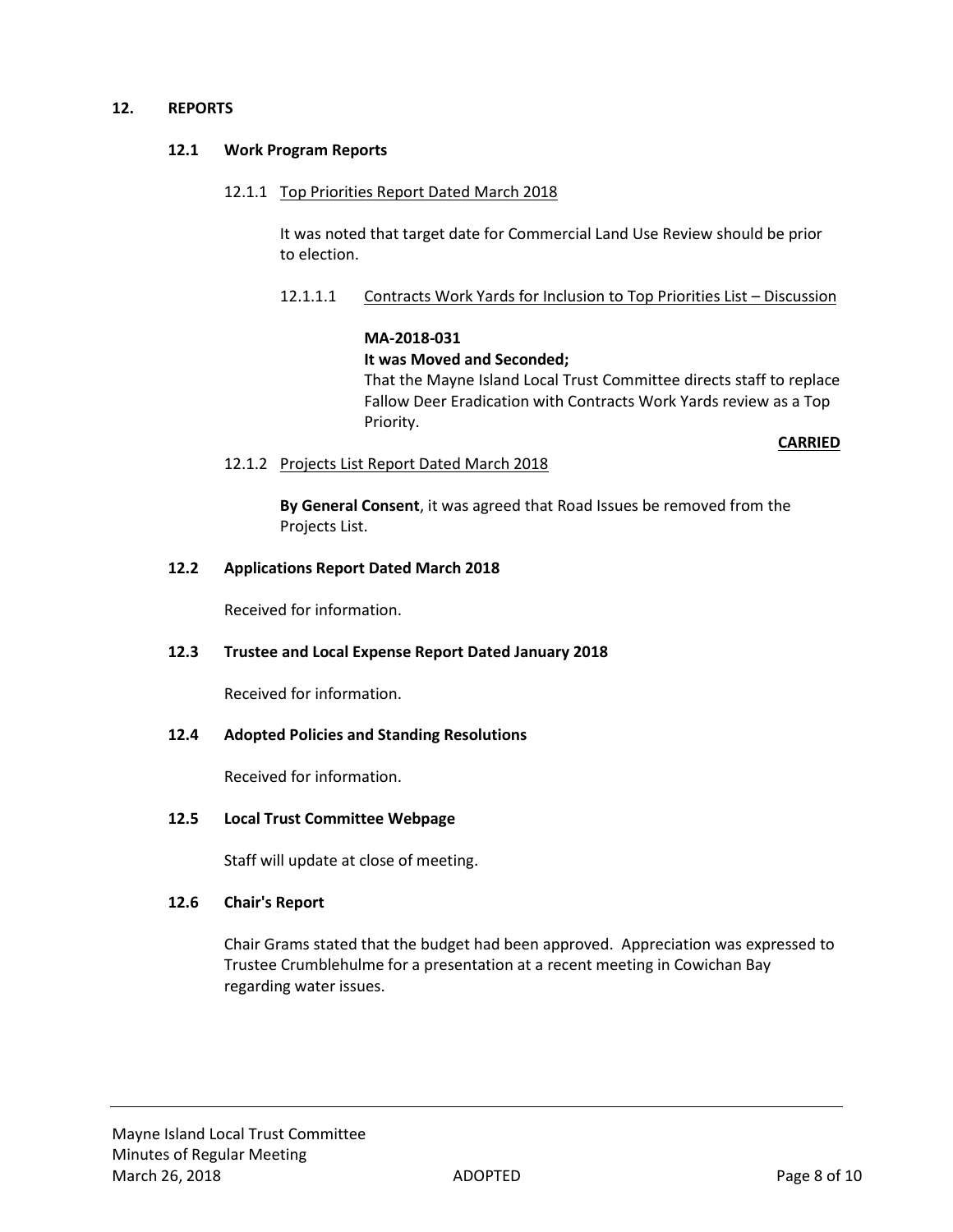## 12. REPORTS

### 12.1 Work Program Reports

#### 12.1.1 Top Priorities Report Dated March 2018

It was noted that target date for Commercial Land Use Review should be prior to election.

##### 12.1.1.1 Contracts Work Yards for Inclusion to Top Priorities List – Discussion

**MA-2018-031**
**It was Moved and Seconded;**
That the Mayne Island Local Trust Committee directs staff to replace Fallow Deer Eradication with Contracts Work Yards review as a Top Priority.

**CARRIED**

#### 12.1.2 Projects List Report Dated March 2018

**By General Consent**, it was agreed that Road Issues be removed from the Projects List.

### 12.2 Applications Report Dated March 2018

Received for information.

### 12.3 Trustee and Local Expense Report Dated January 2018

Received for information.

### 12.4 Adopted Policies and Standing Resolutions

Received for information.

### 12.5 Local Trust Committee Webpage

Staff will update at close of meeting.

### 12.6 Chair's Report

Chair Grams stated that the budget had been approved. Appreciation was expressed to Trustee Crumblehulme for a presentation at a recent meeting in Cowichan Bay regarding water issues.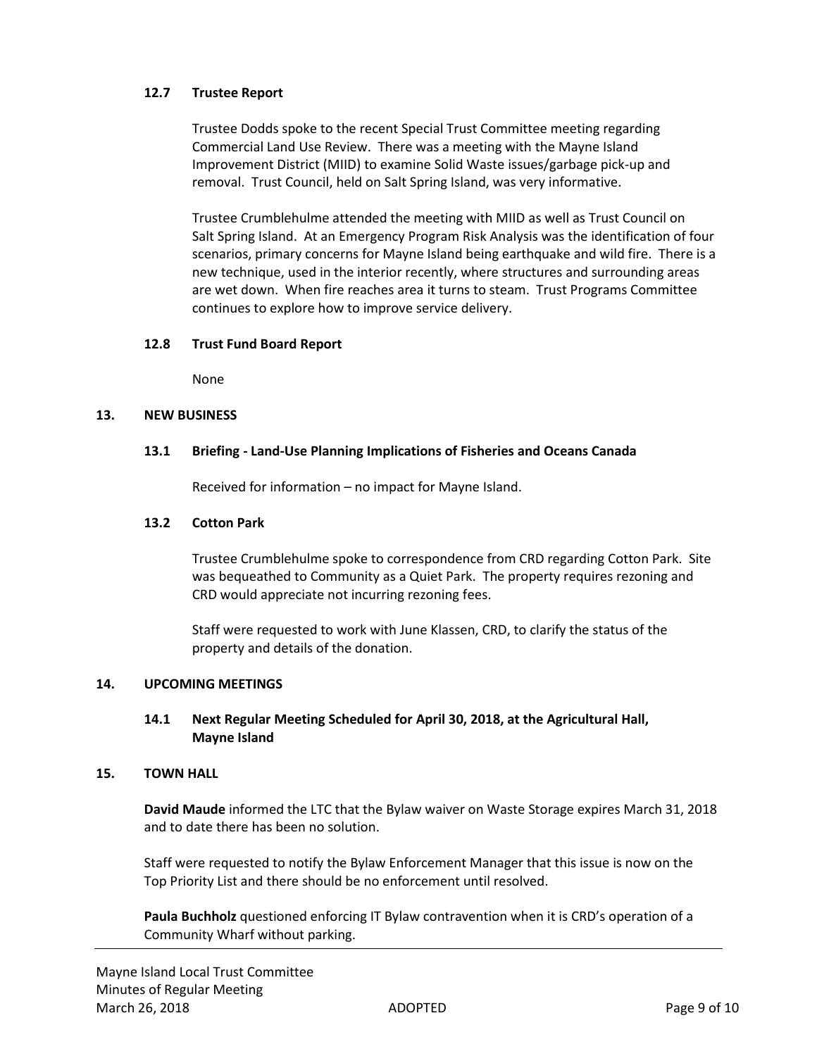### 12.7 Trustee Report

Trustee Dodds spoke to the recent Special Trust Committee meeting regarding Commercial Land Use Review. There was a meeting with the Mayne Island Improvement District (MIID) to examine Solid Waste issues/garbage pick-up and removal. Trust Council, held on Salt Spring Island, was very informative.

Trustee Crumblehulme attended the meeting with MIID as well as Trust Council on Salt Spring Island. At an Emergency Program Risk Analysis was the identification of four scenarios, primary concerns for Mayne Island being earthquake and wild fire. There is a new technique, used in the interior recently, where structures and surrounding areas are wet down. When fire reaches area it turns to steam. Trust Programs Committee continues to explore how to improve service delivery.

### 12.8 Trust Fund Board Report

None

## 13. NEW BUSINESS

### 13.1 Briefing - Land-Use Planning Implications of Fisheries and Oceans Canada

Received for information – no impact for Mayne Island.

### 13.2 Cotton Park

Trustee Crumblehulme spoke to correspondence from CRD regarding Cotton Park. Site was bequeathed to Community as a Quiet Park. The property requires rezoning and CRD would appreciate not incurring rezoning fees.

Staff were requested to work with June Klassen, CRD, to clarify the status of the property and details of the donation.

## 14. UPCOMING MEETINGS

### 14.1 Next Regular Meeting Scheduled for April 30, 2018, at the Agricultural Hall, Mayne Island

## 15. TOWN HALL

**David Maude** informed the LTC that the Bylaw waiver on Waste Storage expires March 31, 2018 and to date there has been no solution.

Staff were requested to notify the Bylaw Enforcement Manager that this issue is now on the Top Priority List and there should be no enforcement until resolved.

**Paula Buchholz** questioned enforcing IT Bylaw contravention when it is CRD's operation of a Community Wharf without parking.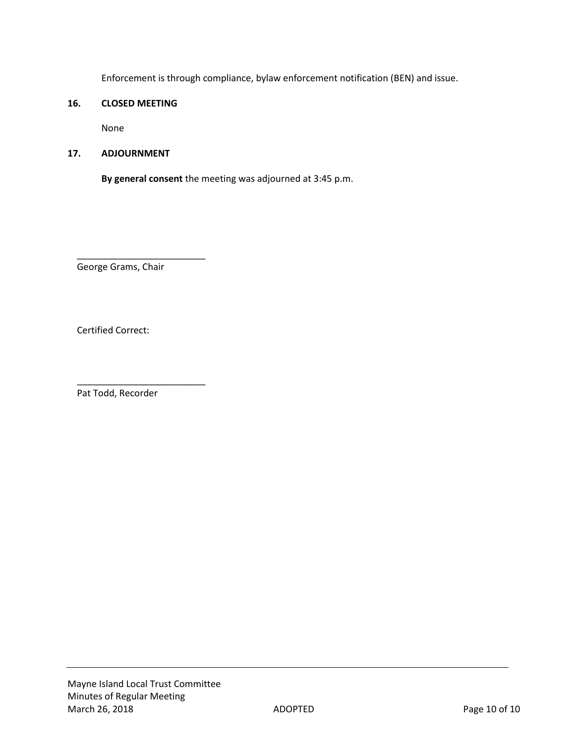Enforcement is through compliance, bylaw enforcement notification (BEN) and issue.

## 16. CLOSED MEETING

None

## 17. ADJOURNMENT

**By general consent** the meeting was adjourned at 3:45 p.m.

_________________________
George Grams, Chair

Certified Correct:

_________________________
Pat Todd, Recorder